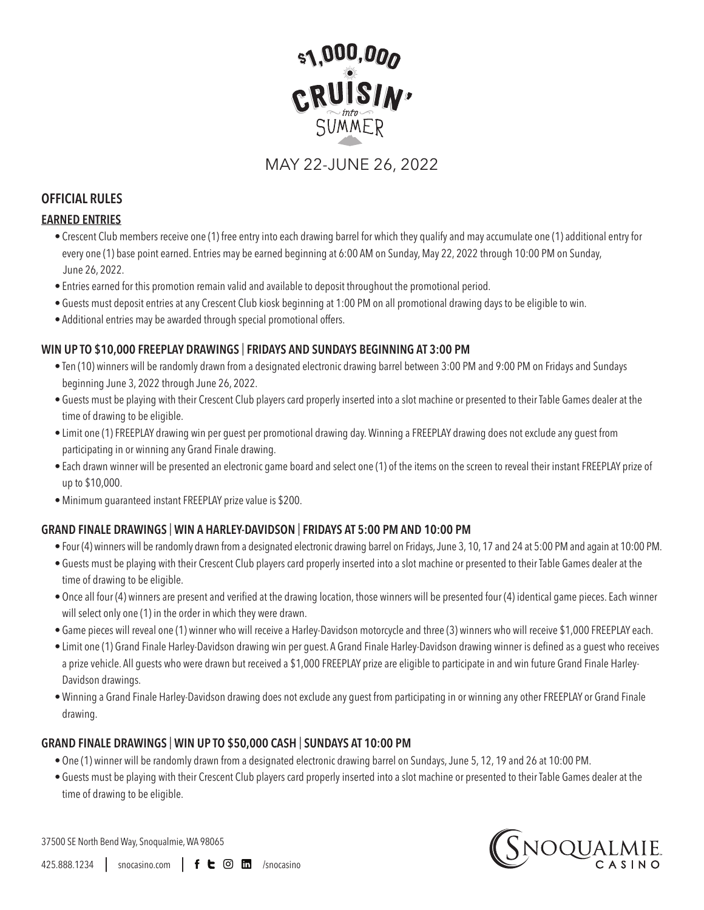# $1,000,000 CRUISIN' into SUMMER

MAY 22-JUNE 26, 2022

## OFFICIAL RULES

### EARNED ENTRIES

- Crescent Club members receive one (1) free entry into each drawing barrel for which they qualify and may accumulate one (1) additional entry for every one (1) base point earned. Entries may be earned beginning at 6:00 AM on Sunday, May 22, 2022 through 10:00 PM on Sunday, June 26, 2022.
- Entries earned for this promotion remain valid and available to deposit throughout the promotional period.
- Guests must deposit entries at any Crescent Club kiosk beginning at 1:00 PM on all promotional drawing days to be eligible to win.
- Additional entries may be awarded through special promotional offers.

### WIN UP TO $10,000 FREEPLAY DRAWINGS | FRIDAYS AND SUNDAYS BEGINNING AT 3:00 PM

- Ten (10) winners will be randomly drawn from a designated electronic drawing barrel between 3:00 PM and 9:00 PM on Fridays and Sundays beginning June 3, 2022 through June 26, 2022.
- Guests must be playing with their Crescent Club players card properly inserted into a slot machine or presented to their Table Games dealer at the time of drawing to be eligible.
- Limit one (1) FREEPLAY drawing win per guest per promotional drawing day. Winning a FREEPLAY drawing does not exclude any guest from participating in or winning any Grand Finale drawing.
- Each drawn winner will be presented an electronic game board and select one (1) of the items on the screen to reveal their instant FREEPLAY prize of up to $10,000.
- Minimum guaranteed instant FREEPLAY prize value is $200.

### GRAND FINALE DRAWINGS | WIN A HARLEY-DAVIDSON | FRIDAYS AT 5:00 PM AND 10:00 PM

- Four (4) winners will be randomly drawn from a designated electronic drawing barrel on Fridays, June 3, 10, 17 and 24 at 5:00 PM and again at 10:00 PM.
- Guests must be playing with their Crescent Club players card properly inserted into a slot machine or presented to their Table Games dealer at the time of drawing to be eligible.
- Once all four (4) winners are present and verified at the drawing location, those winners will be presented four (4) identical game pieces. Each winner will select only one (1) in the order in which they were drawn.
- Game pieces will reveal one (1) winner who will receive a Harley-Davidson motorcycle and three (3) winners who will receive $1,000 FREEPLAY each.
- Limit one (1) Grand Finale Harley-Davidson drawing win per guest. A Grand Finale Harley-Davidson drawing winner is defined as a guest who receives a prize vehicle. All guests who were drawn but received a $1,000 FREEPLAY prize are eligible to participate in and win future Grand Finale Harley-Davidson drawings.
- Winning a Grand Finale Harley-Davidson drawing does not exclude any guest from participating in or winning any other FREEPLAY or Grand Finale drawing.

### GRAND FINALE DRAWINGS | WIN UP TO $50,000 CASH | SUNDAYS AT 10:00 PM

- One (1) winner will be randomly drawn from a designated electronic drawing barrel on Sundays, June 5, 12, 19 and 26 at 10:00 PM.
- Guests must be playing with their Crescent Club players card properly inserted into a slot machine or presented to their Table Games dealer at the time of drawing to be eligible.

37500 SE North Bend Way, Snoqualmie, WA 98065

425.888.1234 | snocasino.com | /snocasino

SNOQUALMIE CASINO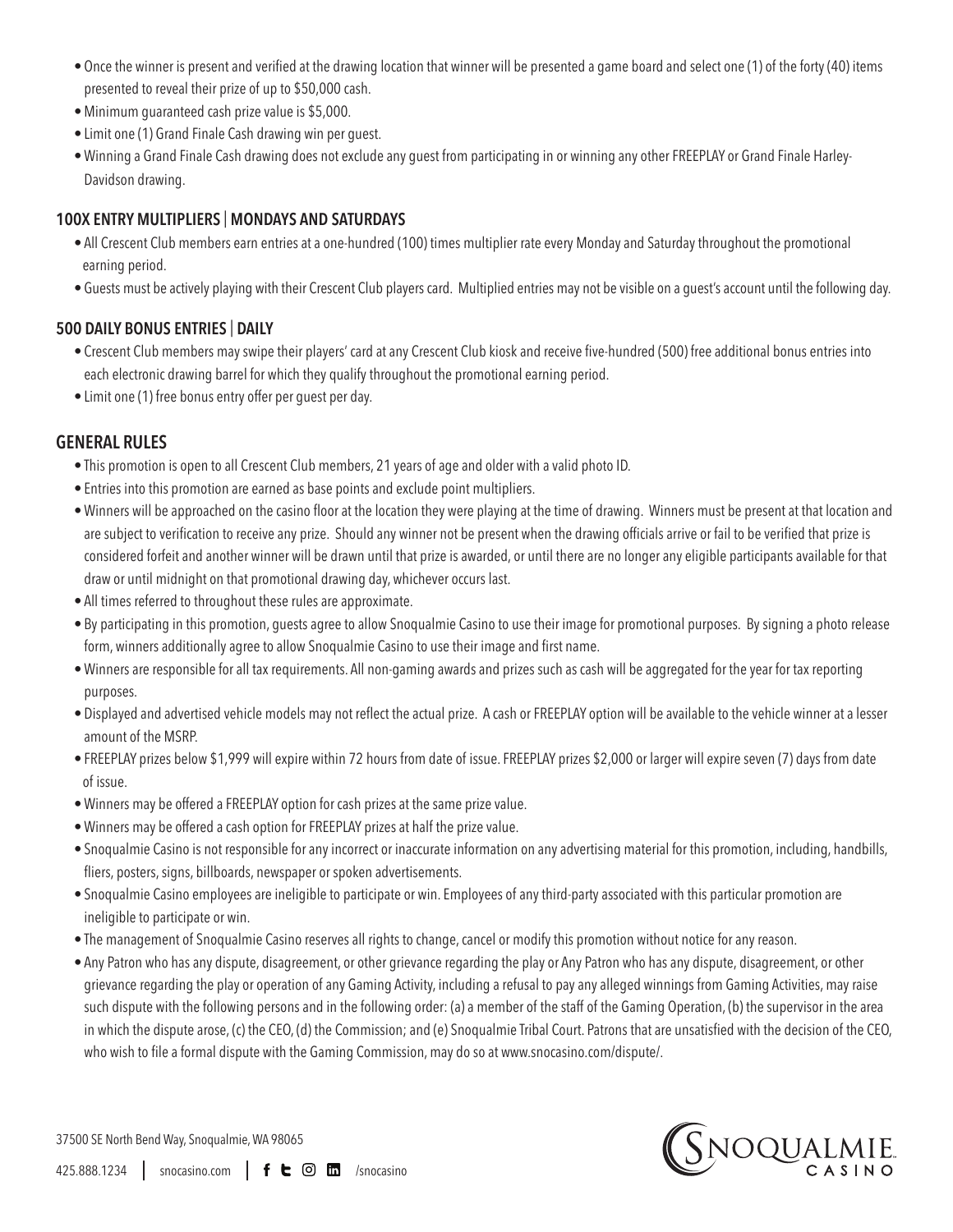- Once the winner is present and verified at the drawing location that winner will be presented a game board and select one (1) of the forty (40) items presented to reveal their prize of up to $50,000 cash.
- Minimum guaranteed cash prize value is $5,000.
- Limit one (1) Grand Finale Cash drawing win per guest.
- Winning a Grand Finale Cash drawing does not exclude any guest from participating in or winning any other FREEPLAY or Grand Finale Harley-Davidson drawing.

### 100X ENTRY MULTIPLIERS | MONDAYS AND SATURDAYS

- All Crescent Club members earn entries at a one-hundred (100) times multiplier rate every Monday and Saturday throughout the promotional earning period.
- Guests must be actively playing with their Crescent Club players card. Multiplied entries may not be visible on a guest's account until the following day.

### 500 DAILY BONUS ENTRIES | DAILY

- Crescent Club members may swipe their players' card at any Crescent Club kiosk and receive five-hundred (500) free additional bonus entries into each electronic drawing barrel for which they qualify throughout the promotional earning period.
- Limit one (1) free bonus entry offer per guest per day.

## GENERAL RULES

- This promotion is open to all Crescent Club members, 21 years of age and older with a valid photo ID.
- Entries into this promotion are earned as base points and exclude point multipliers.
- Winners will be approached on the casino floor at the location they were playing at the time of drawing. Winners must be present at that location and are subject to verification to receive any prize. Should any winner not be present when the drawing officials arrive or fail to be verified that prize is considered forfeit and another winner will be drawn until that prize is awarded, or until there are no longer any eligible participants available for that draw or until midnight on that promotional drawing day, whichever occurs last.
- All times referred to throughout these rules are approximate.
- By participating in this promotion, guests agree to allow Snoqualmie Casino to use their image for promotional purposes. By signing a photo release form, winners additionally agree to allow Snoqualmie Casino to use their image and first name.
- Winners are responsible for all tax requirements. All non-gaming awards and prizes such as cash will be aggregated for the year for tax reporting purposes.
- Displayed and advertised vehicle models may not reflect the actual prize. A cash or FREEPLAY option will be available to the vehicle winner at a lesser amount of the MSRP.
- FREEPLAY prizes below $1,999 will expire within 72 hours from date of issue. FREEPLAY prizes $2,000 or larger will expire seven (7) days from date of issue.
- Winners may be offered a FREEPLAY option for cash prizes at the same prize value.
- Winners may be offered a cash option for FREEPLAY prizes at half the prize value.
- Snoqualmie Casino is not responsible for any incorrect or inaccurate information on any advertising material for this promotion, including, handbills, fliers, posters, signs, billboards, newspaper or spoken advertisements.
- Snoqualmie Casino employees are ineligible to participate or win. Employees of any third-party associated with this particular promotion are ineligible to participate or win.
- The management of Snoqualmie Casino reserves all rights to change, cancel or modify this promotion without notice for any reason.
- Any Patron who has any dispute, disagreement, or other grievance regarding the play or Any Patron who has any dispute, disagreement, or other grievance regarding the play or operation of any Gaming Activity, including a refusal to pay any alleged winnings from Gaming Activities, may raise such dispute with the following persons and in the following order: (a) a member of the staff of the Gaming Operation, (b) the supervisor in the area in which the dispute arose, (c) the CEO, (d) the Commission; and (e) Snoqualmie Tribal Court. Patrons that are unsatisfied with the decision of the CEO, who wish to file a formal dispute with the Gaming Commission, may do so at www.snocasino.com/dispute/.

37500 SE North Bend Way, Snoqualmie, WA 98065

425.888.1234 | snocasino.com | /snocasino

SNOQUALMIE CASINO